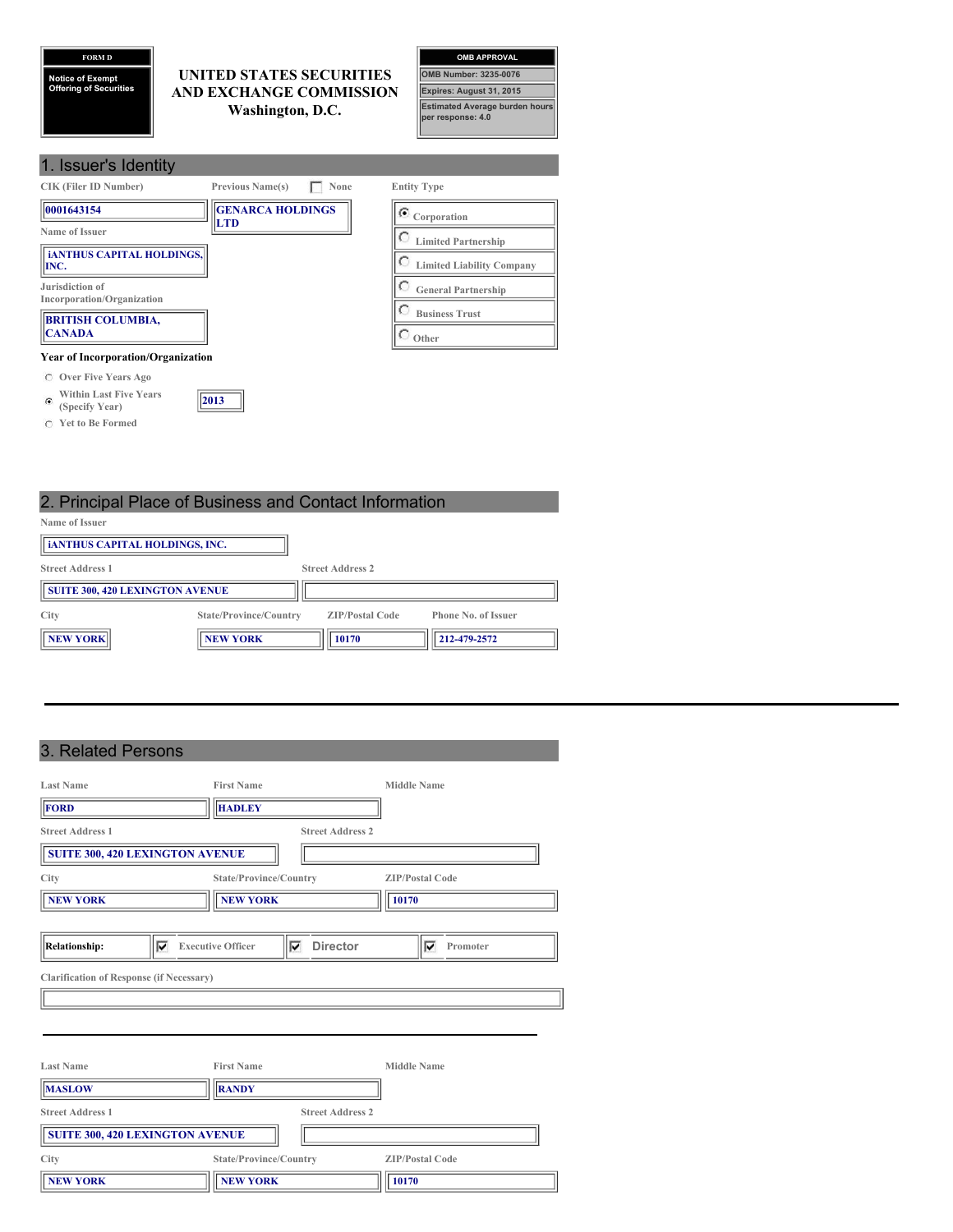**FORM D**

**Notice of Exempt Offering of Securities**

# UNITED STATES SECURITIES AND EXCHANGE COMMISSION
Washington, D.C.

| OMB APPROVAL |
|---|
| OMB Number: 3235-0076 |
| Expires: August 31, 2015 |
| Estimated Average burden hours per response: 4.0 |

## 1. Issuer's Identity

| CIK (Filer ID Number) | Previous Name(s) | Entity Type |
|---|---|---|
| 0001643154 | GENARCA HOLDINGS LTD | (X) Corporation |

☐ None (Previous Names)

**Name of Issuer:** iANTHUS CAPITAL HOLDINGS, INC.

**Jurisdiction of Incorporation/Organization:** BRITISH COLUMBIA, CANADA

**Entity Type:**
- (X) Corporation
- ( ) Limited Partnership
- ( ) Limited Liability Company
- ( ) General Partnership
- ( ) Business Trust
- ( ) Other

**Year of Incorporation/Organization**
- ( ) Over Five Years Ago
- (X) Within Last Five Years (Specify Year) 2013
- ( ) Yet to Be Formed

## 2. Principal Place of Business and Contact Information

**Name of Issuer:** iANTHUS CAPITAL HOLDINGS, INC.

| Street Address 1 | Street Address 2 |
|---|---|
| SUITE 300, 420 LEXINGTON AVENUE | |

| City | State/Province/Country | ZIP/Postal Code | Phone No. of Issuer |
|---|---|---|---|
| NEW YORK | NEW YORK | 10170 | 212-479-2572 |

## 3. Related Persons

| Last Name | First Name | Middle Name |
|---|---|---|
| FORD | HADLEY | |

| Street Address 1 | Street Address 2 |
|---|---|
| SUITE 300, 420 LEXINGTON AVENUE | |

| City | State/Province/Country | ZIP/Postal Code |
|---|---|---|
| NEW YORK | NEW YORK | 10170 |

**Relationship:** ☑ Executive Officer ☑ Director ☑ Promoter

**Clarification of Response (if Necessary)**

---

| Last Name | First Name | Middle Name |
|---|---|---|
| MASLOW | RANDY | |

| Street Address 1 | Street Address 2 |
|---|---|
| SUITE 300, 420 LEXINGTON AVENUE | |

| City | State/Province/Country | ZIP/Postal Code |
|---|---|---|
| NEW YORK | NEW YORK | 10170 |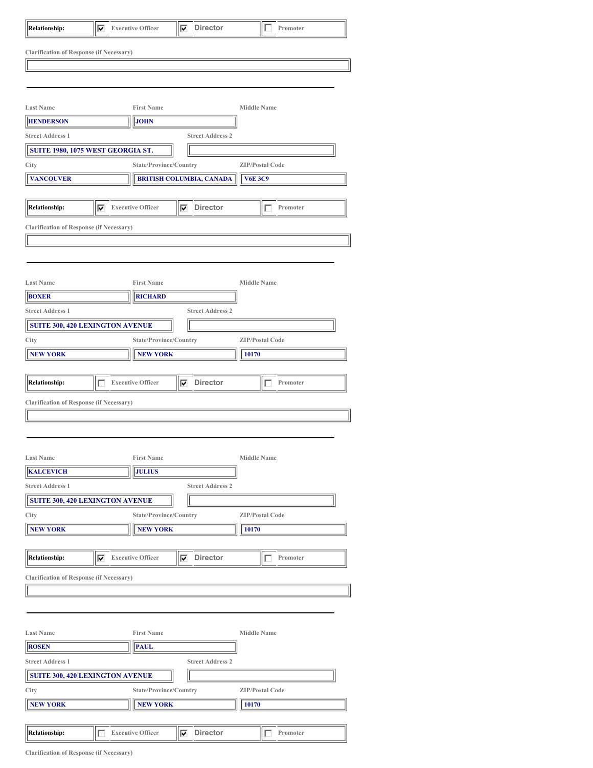| Relationship: | ☑ Executive Officer | ☑ Director | ☐ Promoter |
|---|---|---|---|

Clarification of Response (if Necessary)

---

| Last Name | First Name | Middle Name |
|---|---|---|
| HENDERSON | JOHN | |

| Street Address 1 | Street Address 2 |
|---|---|
| SUITE 1980, 1075 WEST GEORGIA ST. | |

| City | State/Province/Country | ZIP/Postal Code |
|---|---|---|
| VANCOUVER | BRITISH COLUMBIA, CANADA | V6E 3C9 |

| Relationship: | ☑ Executive Officer | ☑ Director | ☐ Promoter |
|---|---|---|---|

Clarification of Response (if Necessary)

---

| Last Name | First Name | Middle Name |
|---|---|---|
| BOXER | RICHARD | |

| Street Address 1 | Street Address 2 |
|---|---|
| SUITE 300, 420 LEXINGTON AVENUE | |

| City | State/Province/Country | ZIP/Postal Code |
|---|---|---|
| NEW YORK | NEW YORK | 10170 |

| Relationship: | ☐ Executive Officer | ☑ Director | ☐ Promoter |
|---|---|---|---|

Clarification of Response (if Necessary)

---

| Last Name | First Name | Middle Name |
|---|---|---|
| KALCEVICH | JULIUS | |

| Street Address 1 | Street Address 2 |
|---|---|
| SUITE 300, 420 LEXINGTON AVENUE | |

| City | State/Province/Country | ZIP/Postal Code |
|---|---|---|
| NEW YORK | NEW YORK | 10170 |

| Relationship: | ☑ Executive Officer | ☑ Director | ☐ Promoter |
|---|---|---|---|

Clarification of Response (if Necessary)

---

| Last Name | First Name | Middle Name |
|---|---|---|
| ROSEN | PAUL | |

| Street Address 1 | Street Address 2 |
|---|---|
| SUITE 300, 420 LEXINGTON AVENUE | |

| City | State/Province/Country | ZIP/Postal Code |
|---|---|---|
| NEW YORK | NEW YORK | 10170 |

| Relationship: | ☐ Executive Officer | ☑ Director | ☐ Promoter |
|---|---|---|---|

Clarification of Response (if Necessary)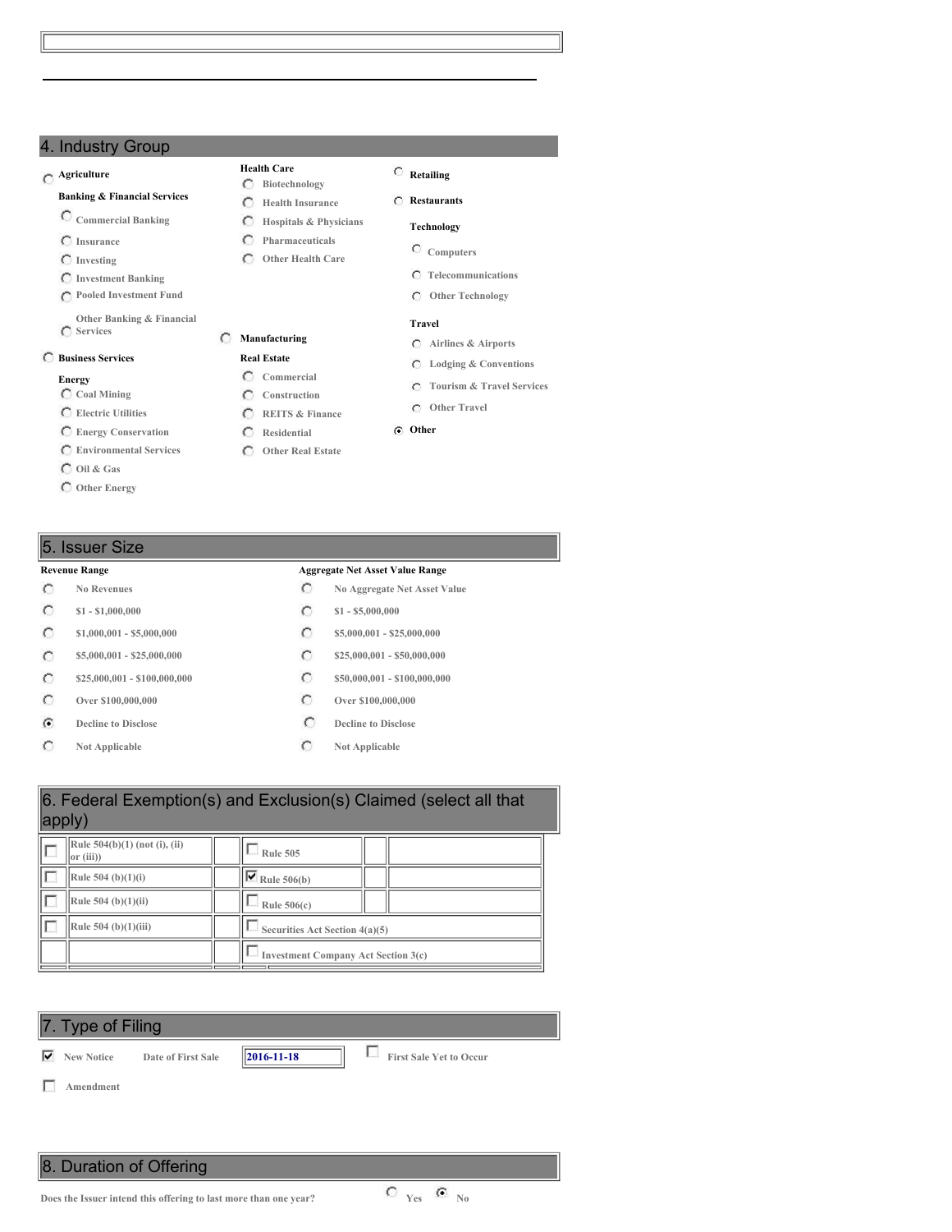## 4. Industry Group

- ( ) Agriculture
- **Banking & Financial Services**
  - ( ) Commercial Banking
  - ( ) Insurance
  - ( ) Investing
  - ( ) Investment Banking
  - ( ) Pooled Investment Fund
  - ( ) Other Banking & Financial Services
- ( ) Business Services
- **Energy**
  - ( ) Coal Mining
  - ( ) Electric Utilities
  - ( ) Energy Conservation
  - ( ) Environmental Services
  - ( ) Oil & Gas
  - ( ) Other Energy
- **Health Care**
  - ( ) Biotechnology
  - ( ) Health Insurance
  - ( ) Hospitals & Physicians
  - ( ) Pharmaceuticals
  - ( ) Other Health Care
- ( ) Manufacturing
- **Real Estate**
  - ( ) Commercial
  - ( ) Construction
  - ( ) REITS & Finance
  - ( ) Residential
  - ( ) Other Real Estate
- ( ) Retailing
- ( ) Restaurants
- **Technology**
  - ( ) Computers
  - ( ) Telecommunications
  - ( ) Other Technology
- **Travel**
  - ( ) Airlines & Airports
  - ( ) Lodging & Conventions
  - ( ) Tourism & Travel Services
  - ( ) Other Travel
- (•) Other

## 5. Issuer Size

| Revenue Range | Aggregate Net Asset Value Range |
|---|---|
| ( ) No Revenues | ( ) No Aggregate Net Asset Value |
| ( ) $1 - $1,000,000 | ( ) $1 - $5,000,000 |
| ( ) $1,000,001 - $5,000,000 | ( ) $5,000,001 - $25,000,000 |
| ( ) $5,000,001 - $25,000,000 | ( ) $25,000,001 - $50,000,000 |
| ( ) $25,000,001 - $100,000,000 | ( ) $50,000,001 - $100,000,000 |
| ( ) Over $100,000,000 | ( ) Over $100,000,000 |
| (•) Decline to Disclose | ( ) Decline to Disclose |
| ( ) Not Applicable | ( ) Not Applicable |

## 6. Federal Exemption(s) and Exclusion(s) Claimed (select all that apply)

| | | |
|---|---|---|
| [ ] Rule 504(b)(1) (not (i), (ii) or (iii)) | [ ] Rule 505 | |
| [ ] Rule 504 (b)(1)(i) | [x] Rule 506(b) | |
| [ ] Rule 504 (b)(1)(ii) | [ ] Rule 506(c) | |
| [ ] Rule 504 (b)(1)(iii) | [ ] Securities Act Section 4(a)(5) | |
| | [ ] Investment Company Act Section 3(c) | |

## 7. Type of Filing

[x] New Notice &nbsp;&nbsp; Date of First Sale: **2016-11-18** &nbsp;&nbsp; [ ] First Sale Yet to Occur

[ ] Amendment

## 8. Duration of Offering

Does the Issuer intend this offering to last more than one year? ( ) Yes (•) No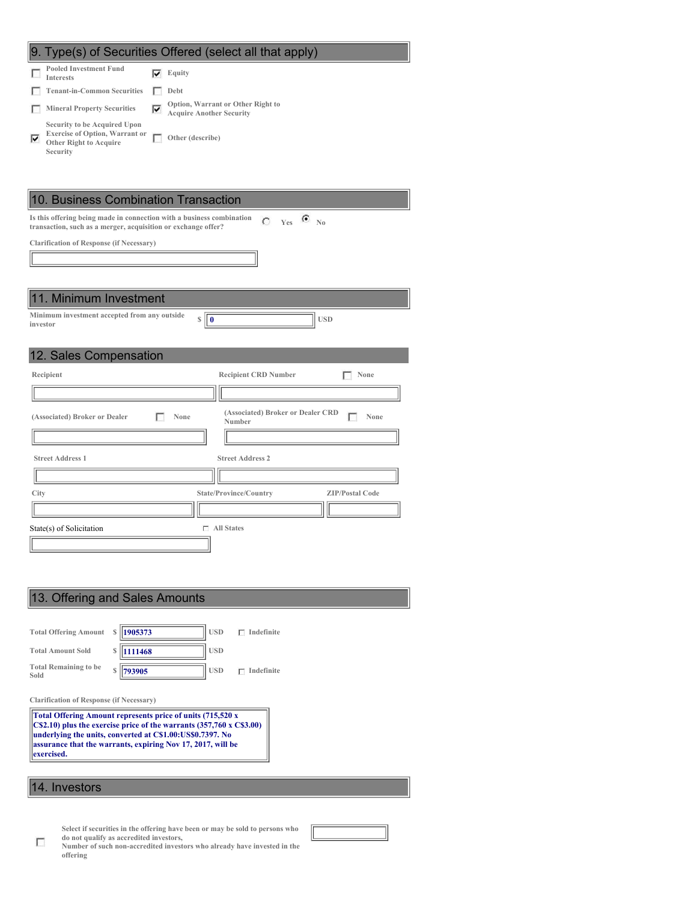## 9. Type(s) of Securities Offered (select all that apply)

- [ ] Pooled Investment Fund Interests
- [x] Equity
- [ ] Tenant-in-Common Securities
- [ ] Debt
- [ ] Mineral Property Securities
- [x] Option, Warrant or Other Right to Acquire Another Security
- [x] Security to be Acquired Upon Exercise of Option, Warrant or Other Right to Acquire Security
- [ ] Other (describe)

## 10. Business Combination Transaction

Is this offering being made in connection with a business combination transaction, such as a merger, acquisition or exchange offer? ○ Yes ● No

Clarification of Response (if Necessary)

## 11. Minimum Investment

Minimum investment accepted from any outside investor $ 0 USD

## 12. Sales Compensation

| Recipient | Recipient CRD Number | ☐ None |
|---|---|---|
| | | |

| (Associated) Broker or Dealer ☐ None | (Associated) Broker or Dealer CRD Number ☐ None |
|---|---|
| | |

| Street Address 1 | Street Address 2 |
|---|---|
| | |

| City | State/Province/Country | ZIP/Postal Code |
|---|---|---|
| | | |

State(s) of Solicitation ☐ All States

## 13. Offering and Sales Amounts

| | | | |
|---|---|---|---|
| Total Offering Amount | $ 1905373 | USD | ☐ Indefinite |
| Total Amount Sold | $ 1111468 | USD | |
| Total Remaining to be Sold | $ 793905 | USD | ☐ Indefinite |

Clarification of Response (if Necessary)

**Total Offering Amount represents price of units (715,520 x C$2.10) plus the exercise price of the warrants (357,760 x C$3.00) underlying the units, converted at C$1.00:US$0.7397. No assurance that the warrants, expiring Nov 17, 2017, will be exercised.**

## 14. Investors

☐ Select if securities in the offering have been or may be sold to persons who do not qualify as accredited investors,

Number of such non-accredited investors who already have invested in the offering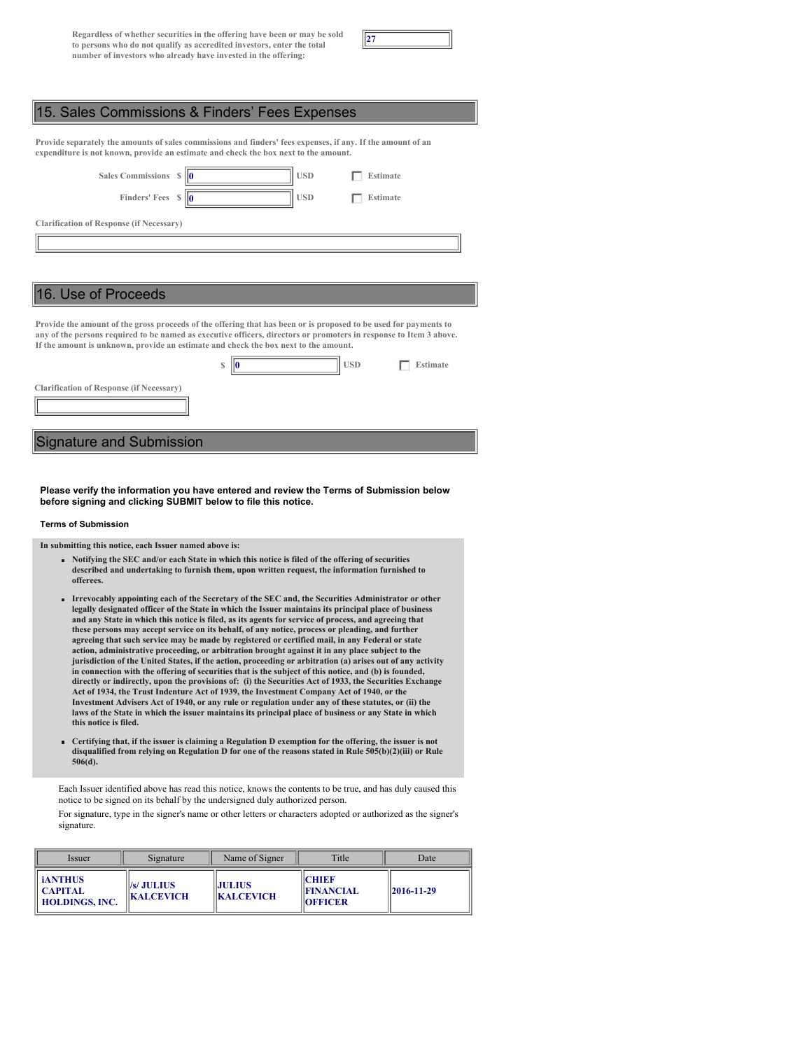Regardless of whether securities in the offering have been or may be sold to persons who do not qualify as accredited investors, enter the total number of investors who already have invested in the offering: 27

## 15. Sales Commissions & Finders' Fees Expenses

Provide separately the amounts of sales commissions and finders' fees expenses, if any. If the amount of an expenditure is not known, provide an estimate and check the box next to the amount.

Sales Commissions $ 0 USD ☐ Estimate

Finders' Fees $ 0 USD ☐ Estimate

Clarification of Response (if Necessary)

## 16. Use of Proceeds

Provide the amount of the gross proceeds of the offering that has been or is proposed to be used for payments to any of the persons required to be named as executive officers, directors or promoters in response to Item 3 above. If the amount is unknown, provide an estimate and check the box next to the amount.

$ 0 USD ☐ Estimate

Clarification of Response (if Necessary)

## Signature and Submission

**Please verify the information you have entered and review the Terms of Submission below before signing and clicking SUBMIT below to file this notice.**

**Terms of Submission**

In submitting this notice, each Issuer named above is:

- Notifying the SEC and/or each State in which this notice is filed of the offering of securities described and undertaking to furnish them, upon written request, the information furnished to offerees.
- Irrevocably appointing each of the Secretary of the SEC and, the Securities Administrator or other legally designated officer of the State in which the Issuer maintains its principal place of business and any State in which this notice is filed, as its agents for service of process, and agreeing that these persons may accept service on its behalf, of any notice, process or pleading, and further agreeing that such service may be made by registered or certified mail, in any Federal or state action, administrative proceeding, or arbitration brought against it in any place subject to the jurisdiction of the United States, if the action, proceeding or arbitration (a) arises out of any activity in connection with the offering of securities that is the subject of this notice, and (b) is founded, directly or indirectly, upon the provisions of: (i) the Securities Act of 1933, the Securities Exchange Act of 1934, the Trust Indenture Act of 1939, the Investment Company Act of 1940, or the Investment Advisers Act of 1940, or any rule or regulation under any of these statutes, or (ii) the laws of the State in which the issuer maintains its principal place of business or any State in which this notice is filed.
- Certifying that, if the issuer is claiming a Regulation D exemption for the offering, the issuer is not disqualified from relying on Regulation D for one of the reasons stated in Rule 505(b)(2)(iii) or Rule 506(d).

Each Issuer identified above has read this notice, knows the contents to be true, and has duly caused this notice to be signed on its behalf by the undersigned duly authorized person.

For signature, type in the signer's name or other letters or characters adopted or authorized as the signer's signature.

| Issuer | Signature | Name of Signer | Title | Date |
|---|---|---|---|---|
| iANTHUS CAPITAL HOLDINGS, INC. | /s/ JULIUS KALCEVICH | JULIUS KALCEVICH | CHIEF FINANCIAL OFFICER | 2016-11-29 |